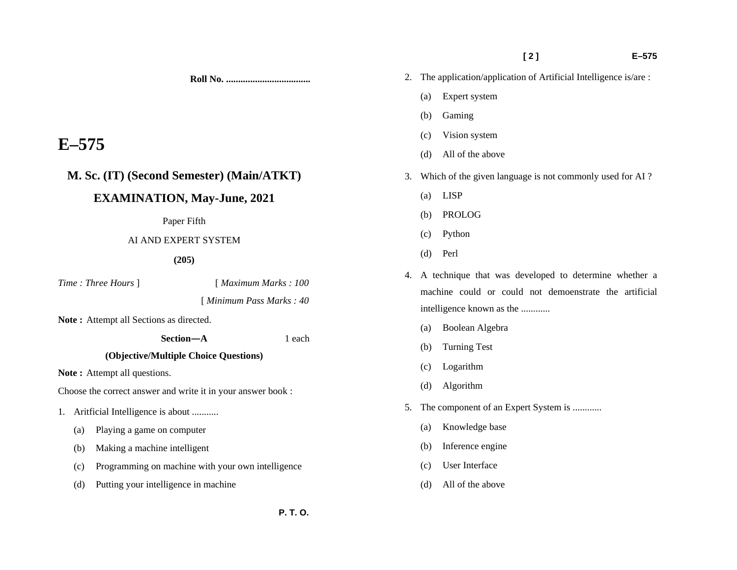**Roll No. ..................................**

# E–575

## M. Sc. (IT) (Second Semester) (Main/ATKT)

## EXAMINATION, May-June, 2021

Paper Fifth

AI AND EXPERT SYSTEM

**(205)**

*Time : Three Hours* ] [ *Maximum Marks : 100*

[ *Minimum Pass Marks : 40*

**Note :** Attempt all Sections as directed.

**Section—A** 1 each

**(Objective/Multiple Choice Questions)**

**Note :** Attempt all questions.

Choose the correct answer and write it in your answer book :

1. Aritficial Intelligence is about ...........
   - (a) Playing a game on computer
   - (b) Making a machine intelligent
   - (c) Programming on machine with your own intelligence
   - (d) Putting your intelligence in machine

P. T. O.

2. The application/application of Artificial Intelligence is/are :
   - (a) Expert system
   - (b) Gaming
   - (c) Vision system
   - (d) All of the above

3. Which of the given language is not commonly used for AI ?
   - (a) LISP
   - (b) PROLOG
   - (c) Python
   - (d) Perl

4. A technique that was developed to determine whether a machine could or could not demoenstrate the artificial intelligence known as the ............
   - (a) Boolean Algebra
   - (b) Turning Test
   - (c) Logarithm
   - (d) Algorithm

5. The component of an Expert System is ............
   - (a) Knowledge base
   - (b) Inference engine
   - (c) User Interface
   - (d) All of the above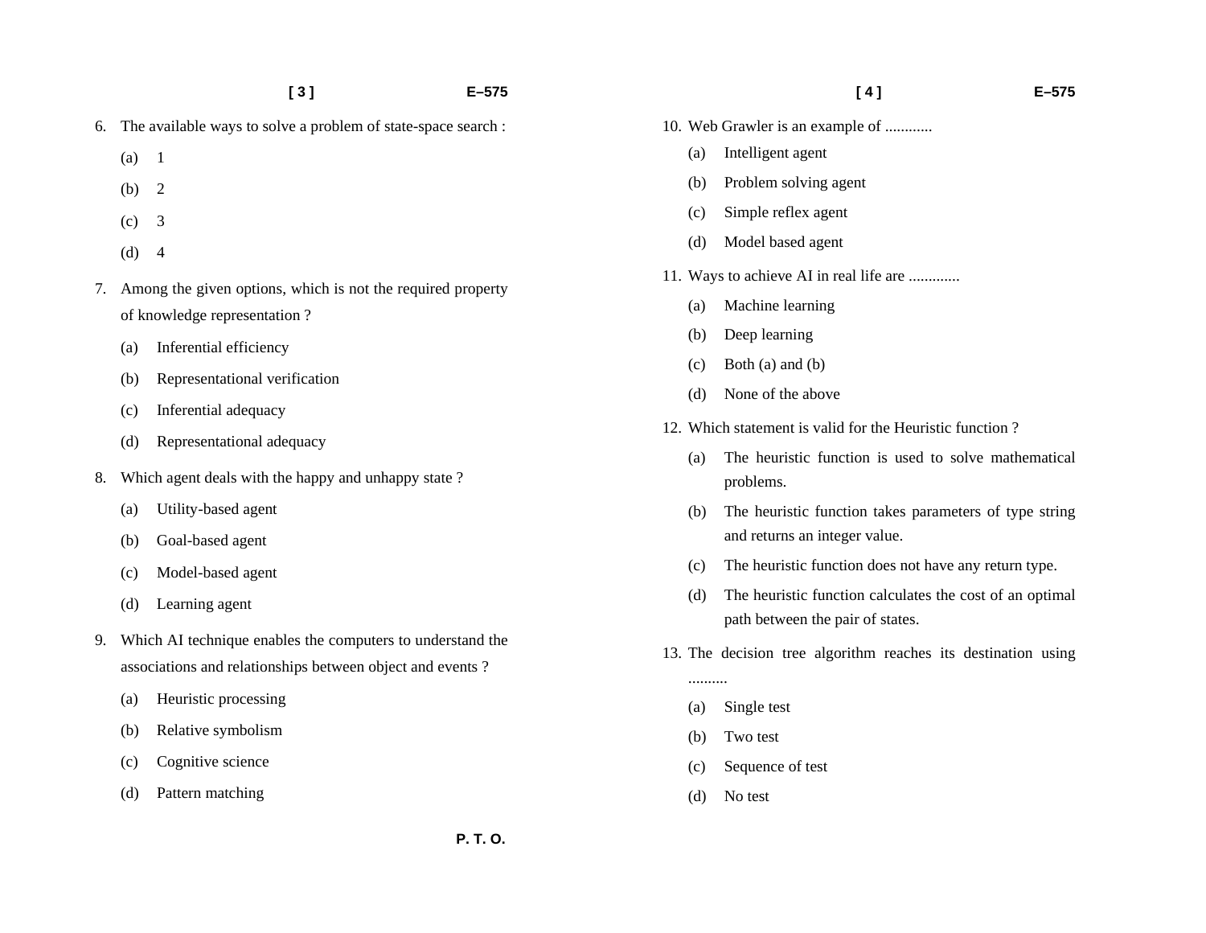6. The available ways to solve a problem of state-space search :
   - (a) 1
   - (b) 2
   - (c) 3
   - (d) 4

7. Among the given options, which is not the required property of knowledge representation ?
   - (a) Inferential efficiency
   - (b) Representational verification
   - (c) Inferential adequacy
   - (d) Representational adequacy

8. Which agent deals with the happy and unhappy state ?
   - (a) Utility-based agent
   - (b) Goal-based agent
   - (c) Model-based agent
   - (d) Learning agent

9. Which AI technique enables the computers to understand the associations and relationships between object and events ?
   - (a) Heuristic processing
   - (b) Relative symbolism
   - (c) Cognitive science
   - (d) Pattern matching

10. Web Grawler is an example of ............
    - (a) Intelligent agent
    - (b) Problem solving agent
    - (c) Simple reflex agent
    - (d) Model based agent

11. Ways to achieve AI in real life are .............
    - (a) Machine learning
    - (b) Deep learning
    - (c) Both (a) and (b)
    - (d) None of the above

12. Which statement is valid for the Heuristic function ?
    - (a) The heuristic function is used to solve mathematical problems.
    - (b) The heuristic function takes parameters of type string and returns an integer value.
    - (c) The heuristic function does not have any return type.
    - (d) The heuristic function calculates the cost of an optimal path between the pair of states.

13. The decision tree algorithm reaches its destination using ..........
    - (a) Single test
    - (b) Two test
    - (c) Sequence of test
    - (d) No test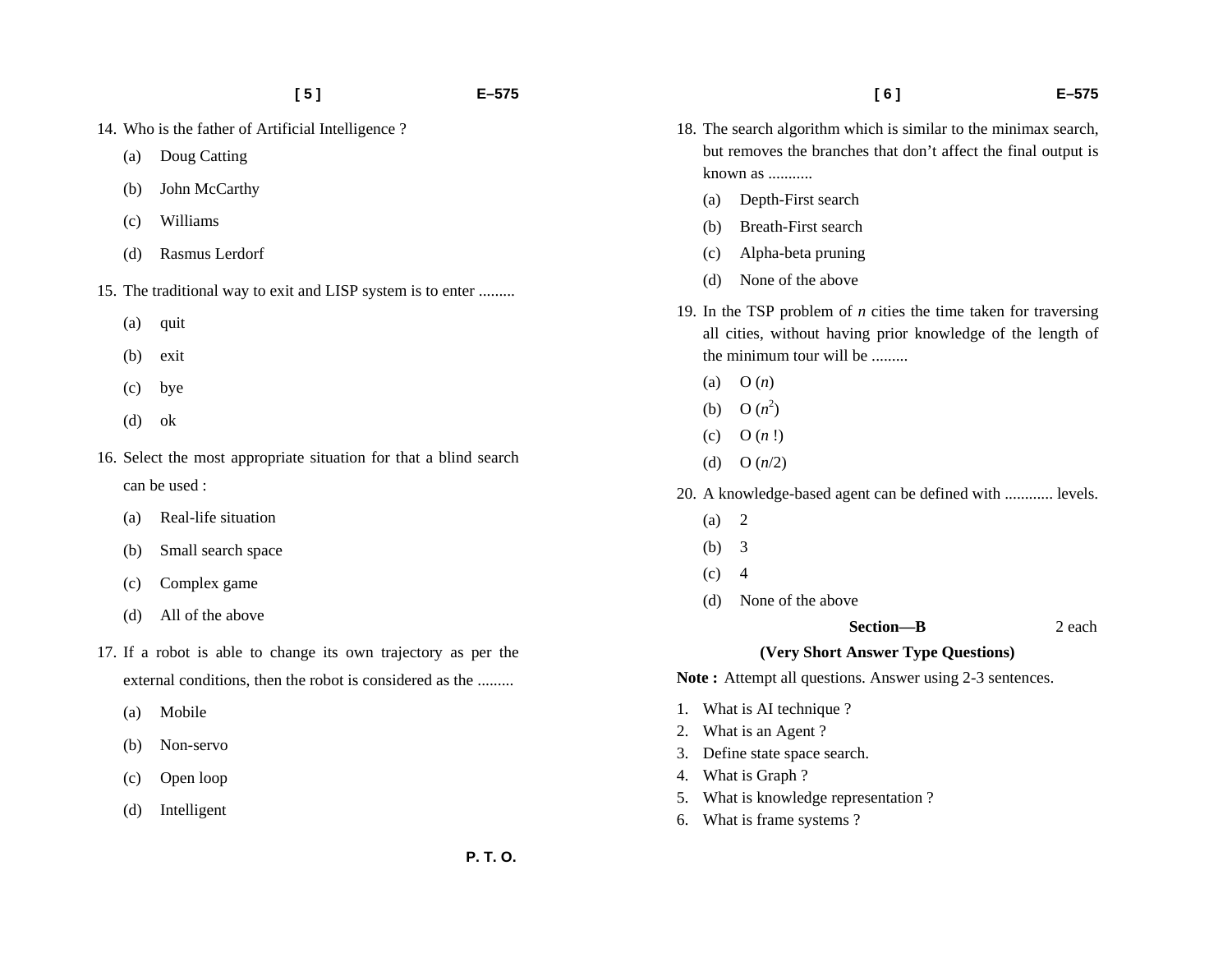14. Who is the father of Artificial Intelligence ?
    - (a) Doug Catting
    - (b) John McCarthy
    - (c) Williams
    - (d) Rasmus Lerdorf

15. The traditional way to exit and LISP system is to enter .........
    - (a) quit
    - (b) exit
    - (c) bye
    - (d) ok

16. Select the most appropriate situation for that a blind search can be used :
    - (a) Real-life situation
    - (b) Small search space
    - (c) Complex game
    - (d) All of the above

17. If a robot is able to change its own trajectory as per the external conditions, then the robot is considered as the .........
    - (a) Mobile
    - (b) Non-servo
    - (c) Open loop
    - (d) Intelligent

18. The search algorithm which is similar to the minimax search, but removes the branches that don't affect the final output is known as ...........
    - (a) Depth-First search
    - (b) Breath-First search
    - (c) Alpha-beta pruning
    - (d) None of the above

19. In the TSP problem of $n$ cities the time taken for traversing all cities, without having prior knowledge of the length of the minimum tour will be .........
    - (a) $O(n)$
    - (b) $O(n^2)$
    - (c) $O(n!)$
    - (d) $O(n/2)$

20. A knowledge-based agent can be defined with ............ levels.
    - (a) 2
    - (b) 3
    - (c) 4
    - (d) None of the above

## Section—B (2 each)

### (Very Short Answer Type Questions)

**Note :** Attempt all questions. Answer using 2-3 sentences.

1. What is AI technique ?
2. What is an Agent ?
3. Define state space search.
4. What is Graph ?
5. What is knowledge representation ?
6. What is frame systems ?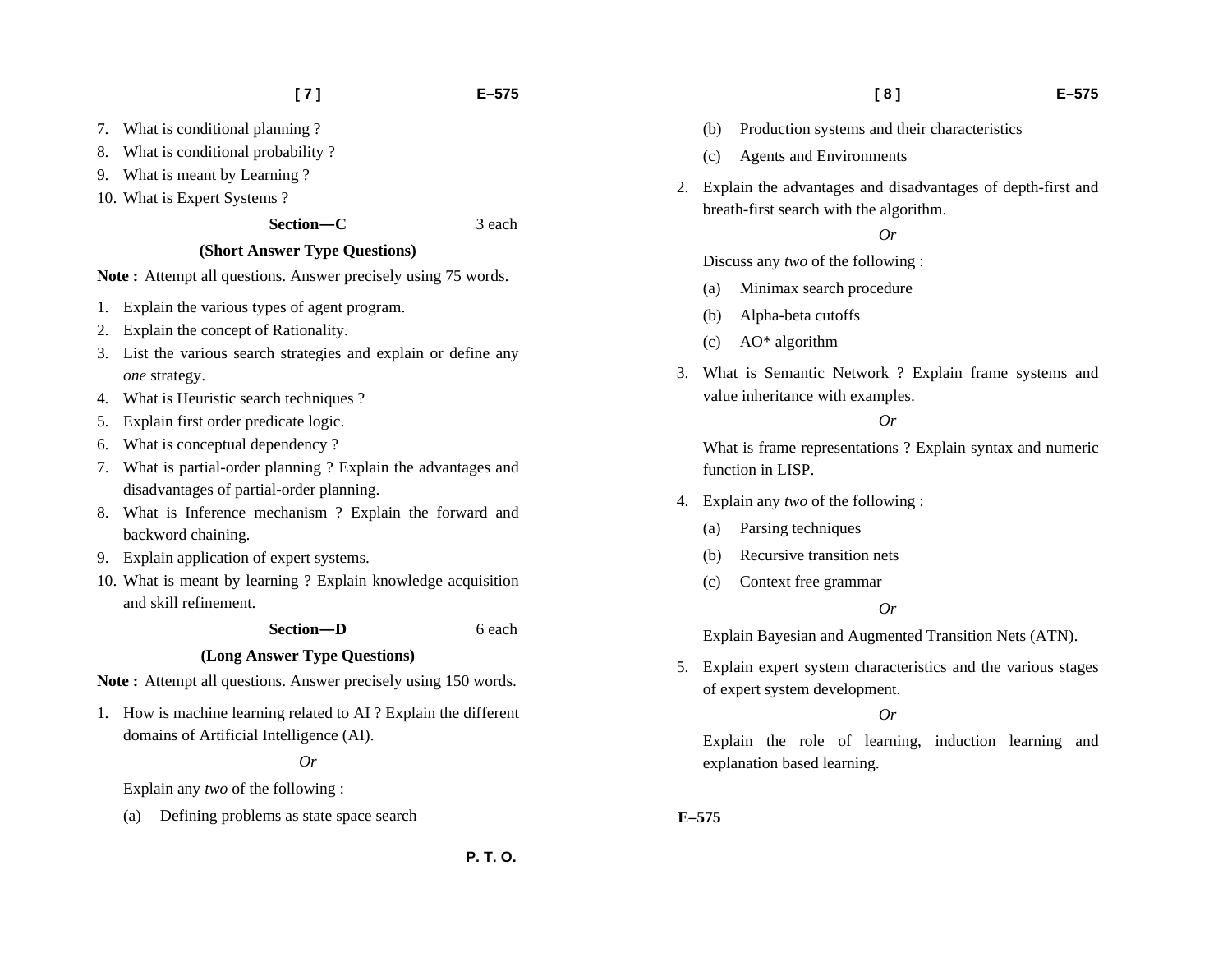7. What is conditional planning ?
8. What is conditional probability ?
9. What is meant by Learning ?
10. What is Expert Systems ?

**Section—C** 3 each

**(Short Answer Type Questions)**

**Note :** Attempt all questions. Answer precisely using 75 words.

1. Explain the various types of agent program.
2. Explain the concept of Rationality.
3. List the various search strategies and explain or define any *one* strategy.
4. What is Heuristic search techniques ?
5. Explain first order predicate logic.
6. What is conceptual dependency ?
7. What is partial-order planning ? Explain the advantages and disadvantages of partial-order planning.
8. What is Inference mechanism ? Explain the forward and backword chaining.
9. Explain application of expert systems.
10. What is meant by learning ? Explain knowledge acquisition and skill refinement.

**Section—D** 6 each

**(Long Answer Type Questions)**

**Note :** Attempt all questions. Answer precisely using 150 words.

1. How is machine learning related to AI ? Explain the different domains of Artificial Intelligence (AI).

   *Or*

   Explain any *two* of the following :

   (a) Defining problems as state space search

   (b) Production systems and their characteristics

   (c) Agents and Environments

2. Explain the advantages and disadvantages of depth-first and breath-first search with the algorithm.

   *Or*

   Discuss any *two* of the following :

   (a) Minimax search procedure

   (b) Alpha-beta cutoffs

   (c) AO* algorithm

3. What is Semantic Network ? Explain frame systems and value inheritance with examples.

   *Or*

   What is frame representations ? Explain syntax and numeric function in LISP.

4. Explain any *two* of the following :

   (a) Parsing techniques

   (b) Recursive transition nets

   (c) Context free grammar

   *Or*

   Explain Bayesian and Augmented Transition Nets (ATN).

5. Explain expert system characteristics and the various stages of expert system development.

   *Or*

   Explain the role of learning, induction learning and explanation based learning.